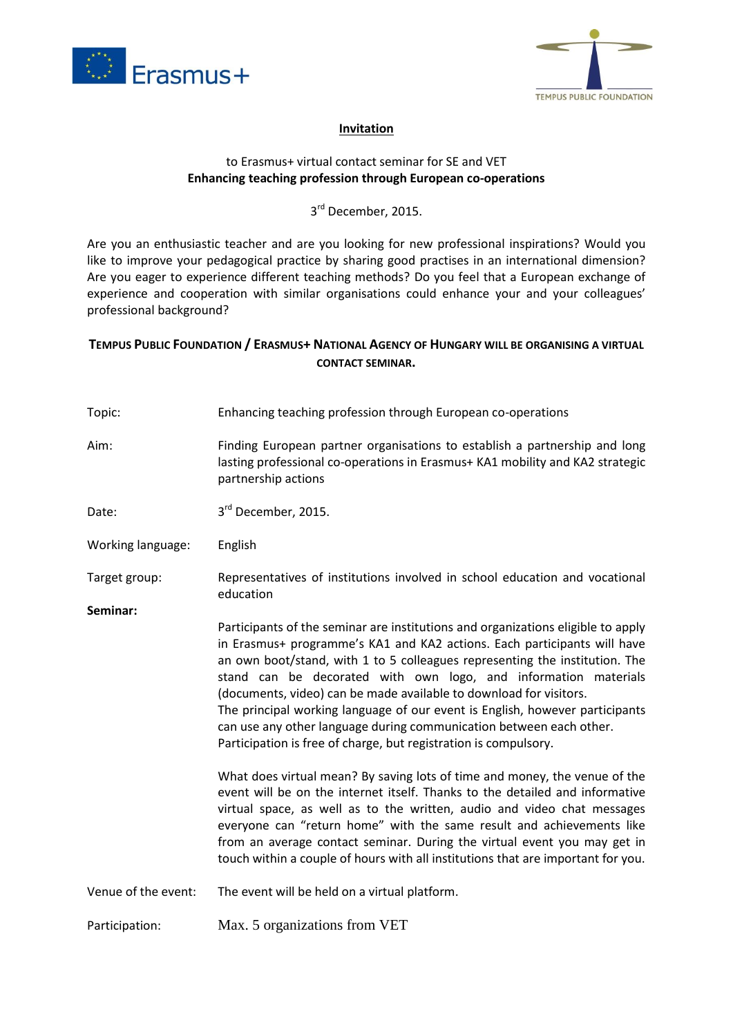Erasmus+

TEMPUS PUBLIC FOUNDATION

# Invitation

to Erasmus+ virtual contact seminar for SE and VET

**Enhancing teaching profession through European co-operations**

3rd December, 2015.

Are you an enthusiastic teacher and are you looking for new professional inspirations? Would you like to improve your pedagogical practice by sharing good practises in an international dimension? Are you eager to experience different teaching methods? Do you feel that a European exchange of experience and cooperation with similar organisations could enhance your and your colleagues' professional background?

**TEMPUS PUBLIC FOUNDATION / ERASMUS+ NATIONAL AGENCY OF HUNGARY WILL BE ORGANISING A VIRTUAL CONTACT SEMINAR.**

Topic: Enhancing teaching profession through European co-operations

Aim: Finding European partner organisations to establish a partnership and long lasting professional co-operations in Erasmus+ KA1 mobility and KA2 strategic partnership actions

Date: 3rd December, 2015.

Working language: English

Target group: Representatives of institutions involved in school education and vocational education

**Seminar:**

Participants of the seminar are institutions and organizations eligible to apply in Erasmus+ programme's KA1 and KA2 actions. Each participants will have an own boot/stand, with 1 to 5 colleagues representing the institution. The stand can be decorated with own logo, and information materials (documents, video) can be made available to download for visitors.
The principal working language of our event is English, however participants can use any other language during communication between each other.
Participation is free of charge, but registration is compulsory.

What does virtual mean? By saving lots of time and money, the venue of the event will be on the internet itself. Thanks to the detailed and informative virtual space, as well as to the written, audio and video chat messages everyone can "return home" with the same result and achievements like from an average contact seminar. During the virtual event you may get in touch within a couple of hours with all institutions that are important for you.

Venue of the event: The event will be held on a virtual platform.

Participation: Max. 5 organizations from VET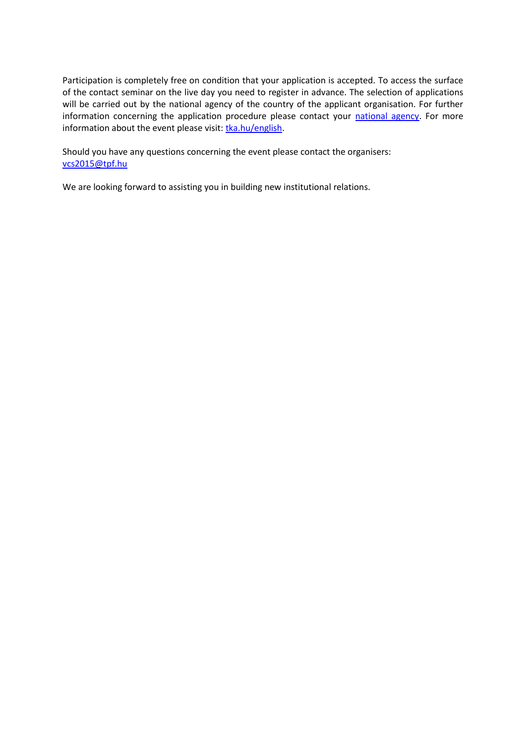Participation is completely free on condition that your application is accepted. To access the surface of the contact seminar on the live day you need to register in advance. The selection of applications will be carried out by the national agency of the country of the applicant organisation. For further information concerning the application procedure please contact your national agency. For more information about the event please visit: tka.hu/english.

Should you have any questions concerning the event please contact the organisers:
vcs2015@tpf.hu

We are looking forward to assisting you in building new institutional relations.